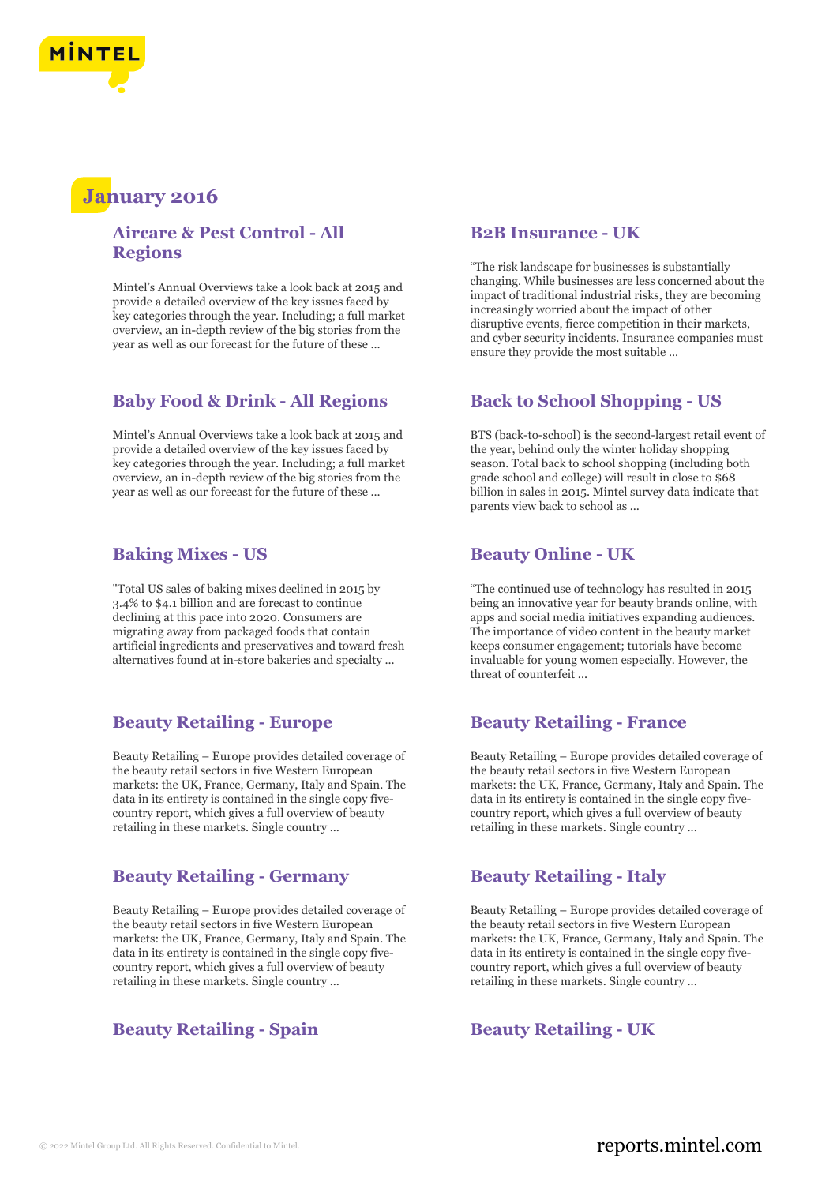# January 2016

## Aircare & Pest Control - All Regions

Mintel's Annual Overviews take a look back at 2015 and provide a detailed overview of the key issues faced by key categories through the year. Including; a full market overview, an in-depth review of the big stories from the year as well as our forecast for the future of these ...

## B2B Insurance - UK

"The risk landscape for businesses is substantially changing. While businesses are less concerned about the impact of traditional industrial risks, they are becoming increasingly worried about the impact of other disruptive events, fierce competition in their markets, and cyber security incidents. Insurance companies must ensure they provide the most suitable ...

## Baby Food & Drink - All Regions

Mintel's Annual Overviews take a look back at 2015 and provide a detailed overview of the key issues faced by key categories through the year. Including; a full market overview, an in-depth review of the big stories from the year as well as our forecast for the future of these ...

## Back to School Shopping - US

BTS (back-to-school) is the second-largest retail event of the year, behind only the winter holiday shopping season. Total back to school shopping (including both grade school and college) will result in close to $68 billion in sales in 2015. Mintel survey data indicate that parents view back to school as ...

## Baking Mixes - US

"Total US sales of baking mixes declined in 2015 by 3.4% to $4.1 billion and are forecast to continue declining at this pace into 2020. Consumers are migrating away from packaged foods that contain artificial ingredients and preservatives and toward fresh alternatives found at in-store bakeries and specialty ...

## Beauty Online - UK

"The continued use of technology has resulted in 2015 being an innovative year for beauty brands online, with apps and social media initiatives expanding audiences. The importance of video content in the beauty market keeps consumer engagement; tutorials have become invaluable for young women especially. However, the threat of counterfeit ...

## Beauty Retailing - Europe

Beauty Retailing – Europe provides detailed coverage of the beauty retail sectors in five Western European markets: the UK, France, Germany, Italy and Spain. The data in its entirety is contained in the single copy five-country report, which gives a full overview of beauty retailing in these markets. Single country ...

## Beauty Retailing - France

Beauty Retailing – Europe provides detailed coverage of the beauty retail sectors in five Western European markets: the UK, France, Germany, Italy and Spain. The data in its entirety is contained in the single copy five-country report, which gives a full overview of beauty retailing in these markets. Single country ...

## Beauty Retailing - Germany

Beauty Retailing – Europe provides detailed coverage of the beauty retail sectors in five Western European markets: the UK, France, Germany, Italy and Spain. The data in its entirety is contained in the single copy five-country report, which gives a full overview of beauty retailing in these markets. Single country ...

## Beauty Retailing - Italy

Beauty Retailing – Europe provides detailed coverage of the beauty retail sectors in five Western European markets: the UK, France, Germany, Italy and Spain. The data in its entirety is contained in the single copy five-country report, which gives a full overview of beauty retailing in these markets. Single country ...

## Beauty Retailing - Spain

## Beauty Retailing - UK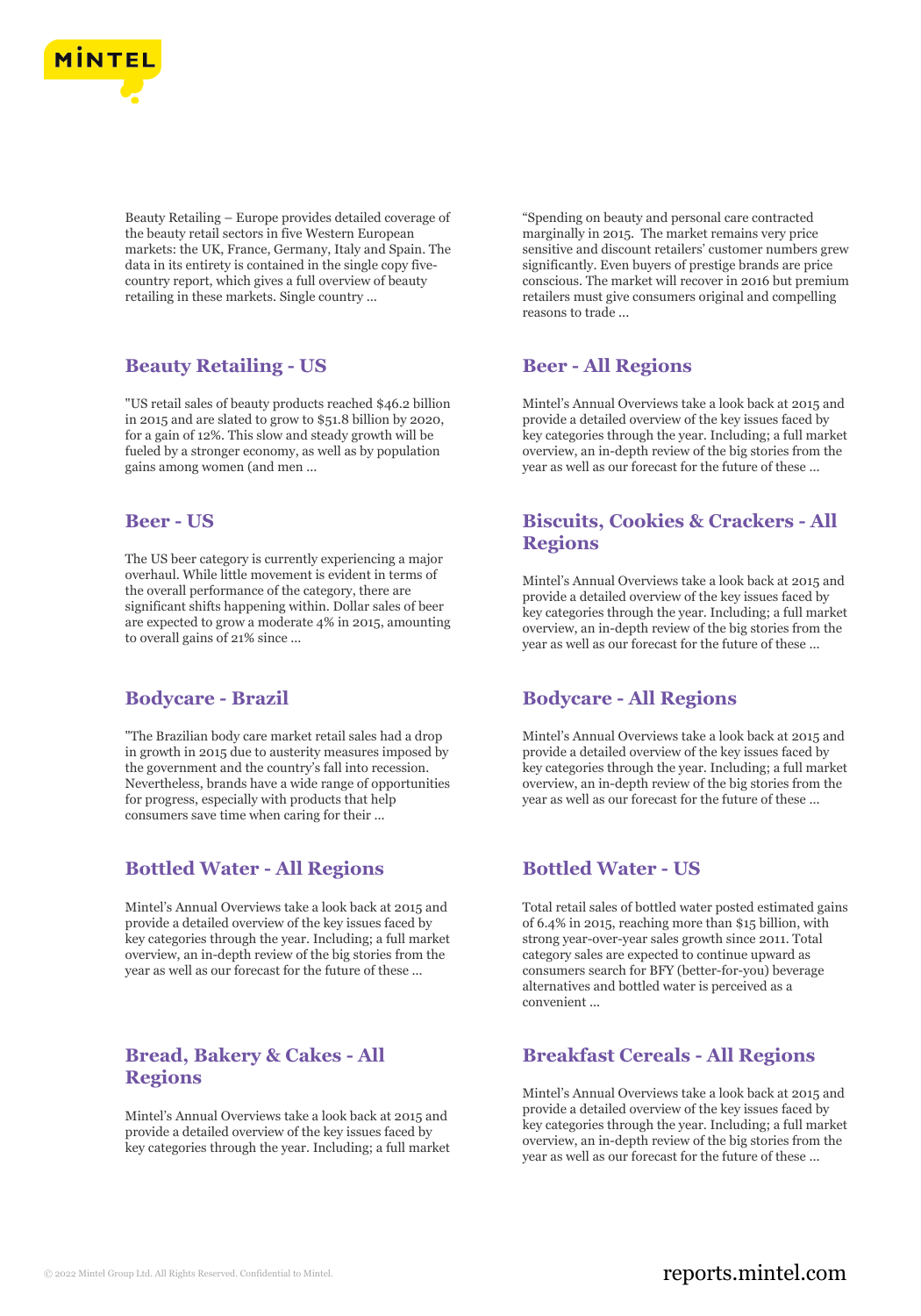Beauty Retailing – Europe provides detailed coverage of the beauty retail sectors in five Western European markets: the UK, France, Germany, Italy and Spain. The data in its entirety is contained in the single copy five-country report, which gives a full overview of beauty retailing in these markets. Single country ...

"Spending on beauty and personal care contracted marginally in 2015. The market remains very price sensitive and discount retailers' customer numbers grew significantly. Even buyers of prestige brands are price conscious. The market will recover in 2016 but premium retailers must give consumers original and compelling reasons to trade ...

## Beauty Retailing - US

"US retail sales of beauty products reached $46.2 billion in 2015 and are slated to grow to $51.8 billion by 2020, for a gain of 12%. This slow and steady growth will be fueled by a stronger economy, as well as by population gains among women (and men ...

## Beer - US

The US beer category is currently experiencing a major overhaul. While little movement is evident in terms of the overall performance of the category, there are significant shifts happening within. Dollar sales of beer are expected to grow a moderate 4% in 2015, amounting to overall gains of 21% since ...

## Bodycare - Brazil

"The Brazilian body care market retail sales had a drop in growth in 2015 due to austerity measures imposed by the government and the country's fall into recession. Nevertheless, brands have a wide range of opportunities for progress, especially with products that help consumers save time when caring for their ...

## Bottled Water - All Regions

Mintel's Annual Overviews take a look back at 2015 and provide a detailed overview of the key issues faced by key categories through the year. Including; a full market overview, an in-depth review of the big stories from the year as well as our forecast for the future of these ...

## Bread, Bakery & Cakes - All Regions

Mintel's Annual Overviews take a look back at 2015 and provide a detailed overview of the key issues faced by key categories through the year. Including; a full market

## Beer - All Regions

Mintel's Annual Overviews take a look back at 2015 and provide a detailed overview of the key issues faced by key categories through the year. Including; a full market overview, an in-depth review of the big stories from the year as well as our forecast for the future of these ...

## Biscuits, Cookies & Crackers - All Regions

Mintel's Annual Overviews take a look back at 2015 and provide a detailed overview of the key issues faced by key categories through the year. Including; a full market overview, an in-depth review of the big stories from the year as well as our forecast for the future of these ...

## Bodycare - All Regions

Mintel's Annual Overviews take a look back at 2015 and provide a detailed overview of the key issues faced by key categories through the year. Including; a full market overview, an in-depth review of the big stories from the year as well as our forecast for the future of these ...

## Bottled Water - US

Total retail sales of bottled water posted estimated gains of 6.4% in 2015, reaching more than $15 billion, with strong year-over-year sales growth since 2011. Total category sales are expected to continue upward as consumers search for BFY (better-for-you) beverage alternatives and bottled water is perceived as a convenient ...

## Breakfast Cereals - All Regions

Mintel's Annual Overviews take a look back at 2015 and provide a detailed overview of the key issues faced by key categories through the year. Including; a full market overview, an in-depth review of the big stories from the year as well as our forecast for the future of these ...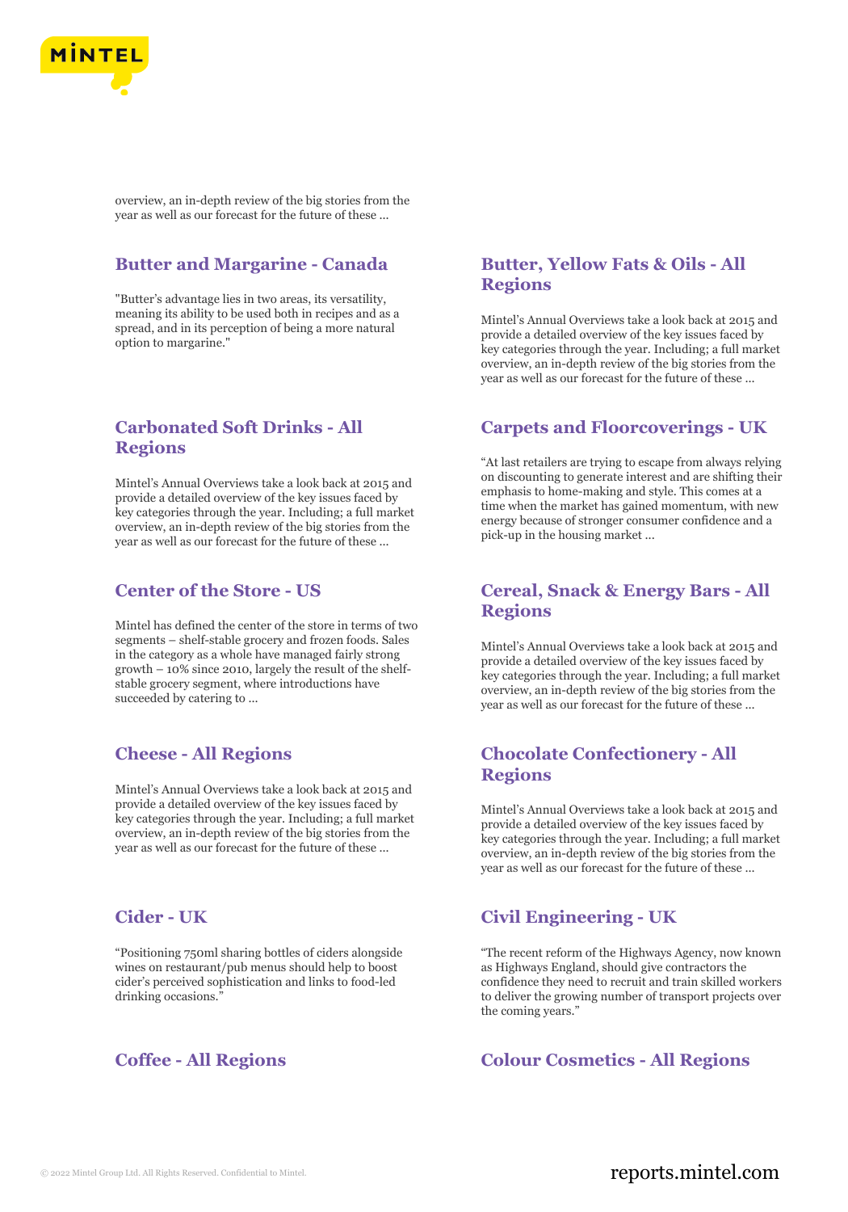overview, an in-depth review of the big stories from the year as well as our forecast for the future of these ...

## Butter and Margarine - Canada

"Butter's advantage lies in two areas, its versatility, meaning its ability to be used both in recipes and as a spread, and in its perception of being a more natural option to margarine."

## Butter, Yellow Fats & Oils - All Regions

Mintel's Annual Overviews take a look back at 2015 and provide a detailed overview of the key issues faced by key categories through the year. Including; a full market overview, an in-depth review of the big stories from the year as well as our forecast for the future of these ...

## Carbonated Soft Drinks - All Regions

Mintel's Annual Overviews take a look back at 2015 and provide a detailed overview of the key issues faced by key categories through the year. Including; a full market overview, an in-depth review of the big stories from the year as well as our forecast for the future of these ...

## Carpets and Floorcoverings - UK

"At last retailers are trying to escape from always relying on discounting to generate interest and are shifting their emphasis to home-making and style. This comes at a time when the market has gained momentum, with new energy because of stronger consumer confidence and a pick-up in the housing market ...

## Center of the Store - US

Mintel has defined the center of the store in terms of two segments – shelf-stable grocery and frozen foods. Sales in the category as a whole have managed fairly strong growth – 10% since 2010, largely the result of the shelf-stable grocery segment, where introductions have succeeded by catering to ...

## Cereal, Snack & Energy Bars - All Regions

Mintel's Annual Overviews take a look back at 2015 and provide a detailed overview of the key issues faced by key categories through the year. Including; a full market overview, an in-depth review of the big stories from the year as well as our forecast for the future of these ...

## Cheese - All Regions

Mintel's Annual Overviews take a look back at 2015 and provide a detailed overview of the key issues faced by key categories through the year. Including; a full market overview, an in-depth review of the big stories from the year as well as our forecast for the future of these ...

## Chocolate Confectionery - All Regions

Mintel's Annual Overviews take a look back at 2015 and provide a detailed overview of the key issues faced by key categories through the year. Including; a full market overview, an in-depth review of the big stories from the year as well as our forecast for the future of these ...

## Cider - UK

"Positioning 750ml sharing bottles of ciders alongside wines on restaurant/pub menus should help to boost cider's perceived sophistication and links to food-led drinking occasions."

## Civil Engineering - UK

"The recent reform of the Highways Agency, now known as Highways England, should give contractors the confidence they need to recruit and train skilled workers to deliver the growing number of transport projects over the coming years."

## Coffee - All Regions

## Colour Cosmetics - All Regions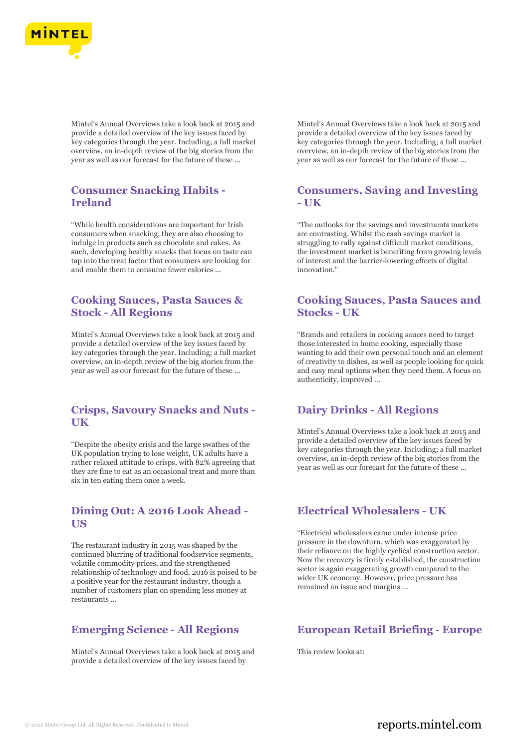Mintel's Annual Overviews take a look back at 2015 and provide a detailed overview of the key issues faced by key categories through the year. Including; a full market overview, an in-depth review of the big stories from the year as well as our forecast for the future of these ...

Mintel's Annual Overviews take a look back at 2015 and provide a detailed overview of the key issues faced by key categories through the year. Including; a full market overview, an in-depth review of the big stories from the year as well as our forecast for the future of these ...

## Consumer Snacking Habits - Ireland

"While health considerations are important for Irish consumers when snacking, they are also choosing to indulge in products such as chocolate and cakes. As such, developing healthy snacks that focus on taste can tap into the treat factor that consumers are looking for and enable them to consume fewer calories ...

## Consumers, Saving and Investing - UK

"The outlooks for the savings and investments markets are contrasting. Whilst the cash savings market is struggling to rally against difficult market conditions, the investment market is benefiting from growing levels of interest and the barrier-lowering effects of digital innovation."

## Cooking Sauces, Pasta Sauces & Stock - All Regions

Mintel's Annual Overviews take a look back at 2015 and provide a detailed overview of the key issues faced by key categories through the year. Including; a full market overview, an in-depth review of the big stories from the year as well as our forecast for the future of these ...

## Cooking Sauces, Pasta Sauces and Stocks - UK

"Brands and retailers in cooking sauces need to target those interested in home cooking, especially those wanting to add their own personal touch and an element of creativity to dishes, as well as people looking for quick and easy meal options when they need them. A focus on authenticity, improved ...

## Crisps, Savoury Snacks and Nuts - UK

"Despite the obesity crisis and the large swathes of the UK population trying to lose weight, UK adults have a rather relaxed attitude to crisps, with 82% agreeing that they are fine to eat as an occasional treat and more than six in ten eating them once a week.

## Dairy Drinks - All Regions

Mintel's Annual Overviews take a look back at 2015 and provide a detailed overview of the key issues faced by key categories through the year. Including; a full market overview, an in-depth review of the big stories from the year as well as our forecast for the future of these ...

## Dining Out: A 2016 Look Ahead - US

The restaurant industry in 2015 was shaped by the continued blurring of traditional foodservice segments, volatile commodity prices, and the strengthened relationship of technology and food. 2016 is poised to be a positive year for the restaurant industry, though a number of customers plan on spending less money at restaurants ...

## Electrical Wholesalers - UK

"Electrical wholesalers came under intense price pressure in the downturn, which was exaggerated by their reliance on the highly cyclical construction sector. Now the recovery is firmly established, the construction sector is again exaggerating growth compared to the wider UK economy. However, price pressure has remained an issue and margins ...

## Emerging Science - All Regions

Mintel's Annual Overviews take a look back at 2015 and provide a detailed overview of the key issues faced by

## European Retail Briefing - Europe

This review looks at: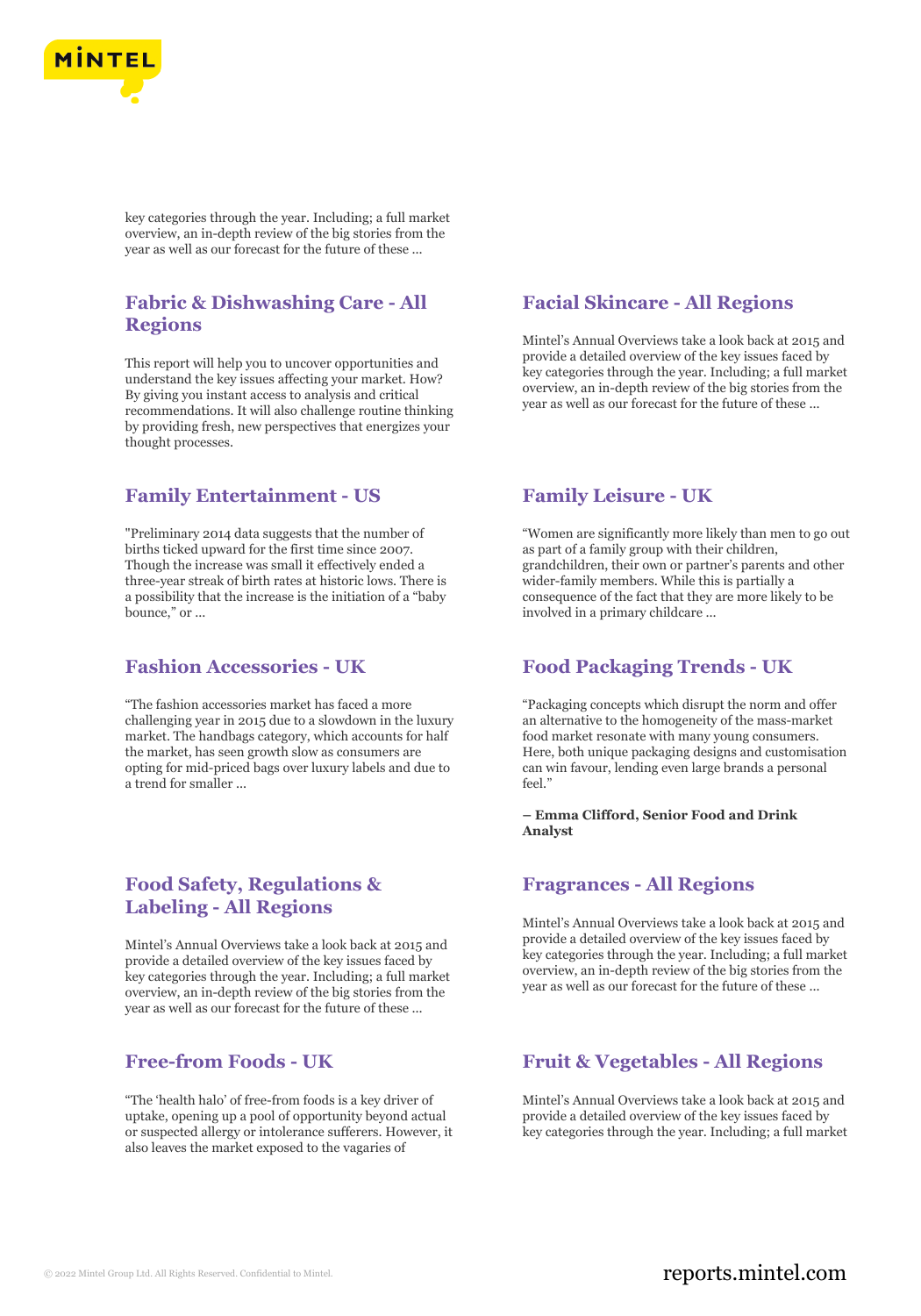key categories through the year. Including; a full market overview, an in-depth review of the big stories from the year as well as our forecast for the future of these ...

## Fabric & Dishwashing Care - All Regions

This report will help you to uncover opportunities and understand the key issues affecting your market. How? By giving you instant access to analysis and critical recommendations. It will also challenge routine thinking by providing fresh, new perspectives that energizes your thought processes.

## Facial Skincare - All Regions

Mintel's Annual Overviews take a look back at 2015 and provide a detailed overview of the key issues faced by key categories through the year. Including; a full market overview, an in-depth review of the big stories from the year as well as our forecast for the future of these ...

## Family Entertainment - US

"Preliminary 2014 data suggests that the number of births ticked upward for the first time since 2007. Though the increase was small it effectively ended a three-year streak of birth rates at historic lows. There is a possibility that the increase is the initiation of a "baby bounce," or ...

## Family Leisure - UK

"Women are significantly more likely than men to go out as part of a family group with their children, grandchildren, their own or partner's parents and other wider-family members. While this is partially a consequence of the fact that they are more likely to be involved in a primary childcare ...

## Fashion Accessories - UK

"The fashion accessories market has faced a more challenging year in 2015 due to a slowdown in the luxury market. The handbags category, which accounts for half the market, has seen growth slow as consumers are opting for mid-priced bags over luxury labels and due to a trend for smaller ...

## Food Packaging Trends - UK

"Packaging concepts which disrupt the norm and offer an alternative to the homogeneity of the mass-market food market resonate with many young consumers. Here, both unique packaging designs and customisation can win favour, lending even large brands a personal feel."

**– Emma Clifford, Senior Food and Drink Analyst**

## Food Safety, Regulations & Labeling - All Regions

Mintel's Annual Overviews take a look back at 2015 and provide a detailed overview of the key issues faced by key categories through the year. Including; a full market overview, an in-depth review of the big stories from the year as well as our forecast for the future of these ...

## Fragrances - All Regions

Mintel's Annual Overviews take a look back at 2015 and provide a detailed overview of the key issues faced by key categories through the year. Including; a full market overview, an in-depth review of the big stories from the year as well as our forecast for the future of these ...

## Free-from Foods - UK

"The 'health halo' of free-from foods is a key driver of uptake, opening up a pool of opportunity beyond actual or suspected allergy or intolerance sufferers. However, it also leaves the market exposed to the vagaries of

## Fruit & Vegetables - All Regions

Mintel's Annual Overviews take a look back at 2015 and provide a detailed overview of the key issues faced by key categories through the year. Including; a full market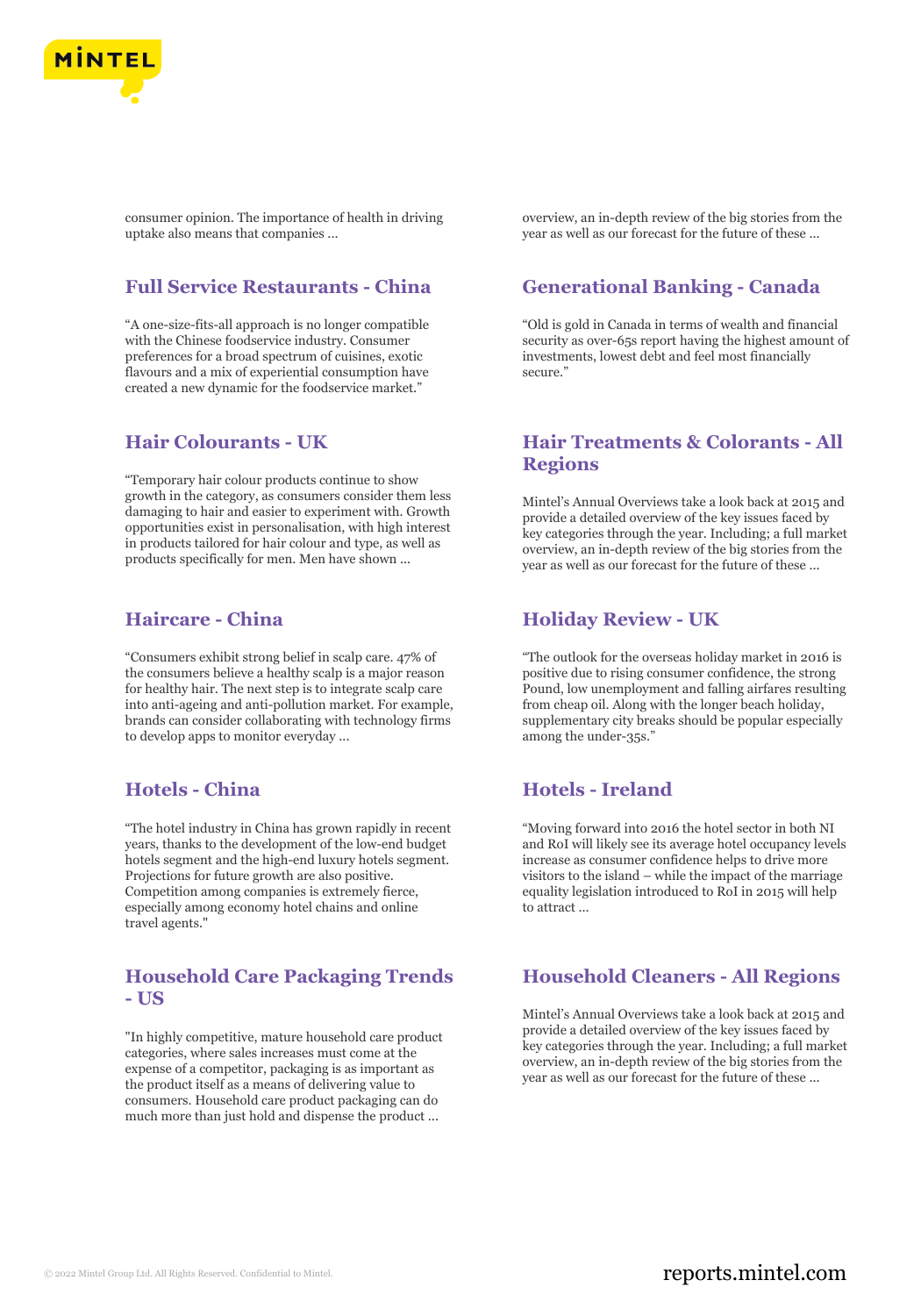consumer opinion. The importance of health in driving uptake also means that companies ...

## Full Service Restaurants - China

“A one-size-fits-all approach is no longer compatible with the Chinese foodservice industry. Consumer preferences for a broad spectrum of cuisines, exotic flavours and a mix of experiential consumption have created a new dynamic for the foodservice market.”

## Hair Colourants - UK

“Temporary hair colour products continue to show growth in the category, as consumers consider them less damaging to hair and easier to experiment with. Growth opportunities exist in personalisation, with high interest in products tailored for hair colour and type, as well as products specifically for men. Men have shown ...

## Haircare - China

“Consumers exhibit strong belief in scalp care. 47% of the consumers believe a healthy scalp is a major reason for healthy hair. The next step is to integrate scalp care into anti-ageing and anti-pollution market. For example, brands can consider collaborating with technology firms to develop apps to monitor everyday ...

## Hotels - China

“The hotel industry in China has grown rapidly in recent years, thanks to the development of the low-end budget hotels segment and the high-end luxury hotels segment. Projections for future growth are also positive. Competition among companies is extremely fierce, especially among economy hotel chains and online travel agents."

## Household Care Packaging Trends - US

"In highly competitive, mature household care product categories, where sales increases must come at the expense of a competitor, packaging is as important as the product itself as a means of delivering value to consumers. Household care product packaging can do much more than just hold and dispense the product ...

overview, an in-depth review of the big stories from the year as well as our forecast for the future of these ...

## Generational Banking - Canada

“Old is gold in Canada in terms of wealth and financial security as over-65s report having the highest amount of investments, lowest debt and feel most financially secure.”

## Hair Treatments & Colorants - All Regions

Mintel’s Annual Overviews take a look back at 2015 and provide a detailed overview of the key issues faced by key categories through the year. Including; a full market overview, an in-depth review of the big stories from the year as well as our forecast for the future of these ...

## Holiday Review - UK

“The outlook for the overseas holiday market in 2016 is positive due to rising consumer confidence, the strong Pound, low unemployment and falling airfares resulting from cheap oil. Along with the longer beach holiday, supplementary city breaks should be popular especially among the under-35s.”

## Hotels - Ireland

“Moving forward into 2016 the hotel sector in both NI and RoI will likely see its average hotel occupancy levels increase as consumer confidence helps to drive more visitors to the island – while the impact of the marriage equality legislation introduced to RoI in 2015 will help to attract ...

## Household Cleaners - All Regions

Mintel’s Annual Overviews take a look back at 2015 and provide a detailed overview of the key issues faced by key categories through the year. Including; a full market overview, an in-depth review of the big stories from the year as well as our forecast for the future of these ...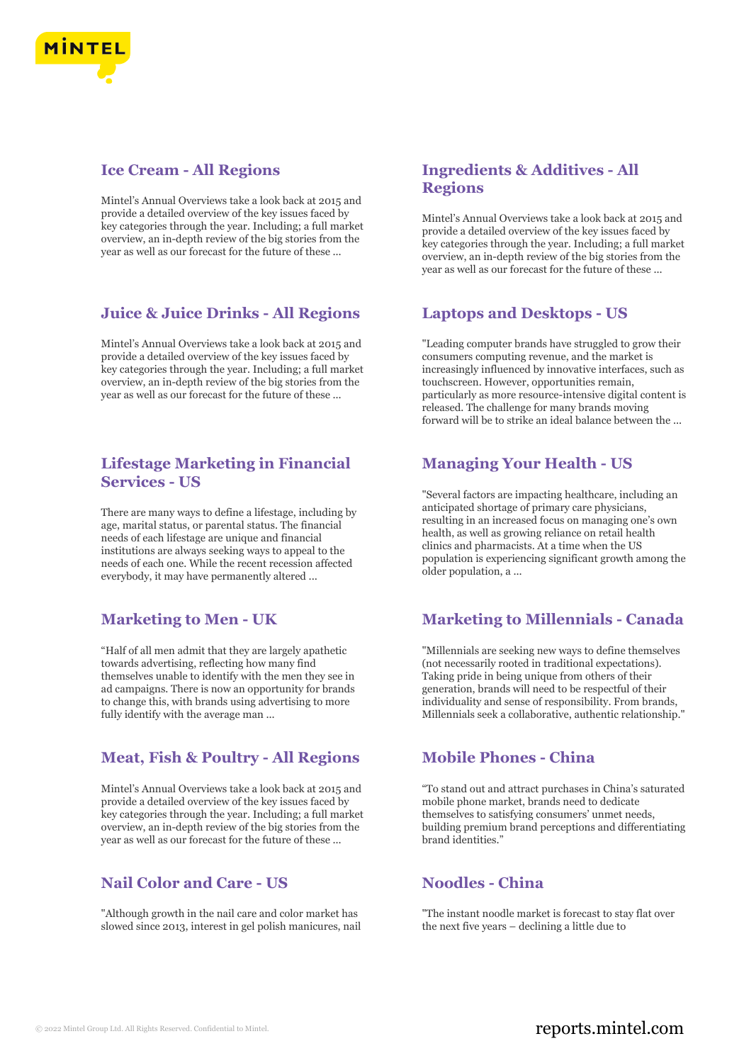## Ice Cream - All Regions

Mintel's Annual Overviews take a look back at 2015 and provide a detailed overview of the key issues faced by key categories through the year. Including; a full market overview, an in-depth review of the big stories from the year as well as our forecast for the future of these ...

## Ingredients & Additives - All Regions

Mintel's Annual Overviews take a look back at 2015 and provide a detailed overview of the key issues faced by key categories through the year. Including; a full market overview, an in-depth review of the big stories from the year as well as our forecast for the future of these ...

## Juice & Juice Drinks - All Regions

Mintel's Annual Overviews take a look back at 2015 and provide a detailed overview of the key issues faced by key categories through the year. Including; a full market overview, an in-depth review of the big stories from the year as well as our forecast for the future of these ...

## Laptops and Desktops - US

"Leading computer brands have struggled to grow their consumers computing revenue, and the market is increasingly influenced by innovative interfaces, such as touchscreen. However, opportunities remain, particularly as more resource-intensive digital content is released. The challenge for many brands moving forward will be to strike an ideal balance between the ...

## Lifestage Marketing in Financial Services - US

There are many ways to define a lifestage, including by age, marital status, or parental status. The financial needs of each lifestage are unique and financial institutions are always seeking ways to appeal to the needs of each one. While the recent recession affected everybody, it may have permanently altered ...

## Managing Your Health - US

"Several factors are impacting healthcare, including an anticipated shortage of primary care physicians, resulting in an increased focus on managing one's own health, as well as growing reliance on retail health clinics and pharmacists. At a time when the US population is experiencing significant growth among the older population, a ...

## Marketing to Men - UK

"Half of all men admit that they are largely apathetic towards advertising, reflecting how many find themselves unable to identify with the men they see in ad campaigns. There is now an opportunity for brands to change this, with brands using advertising to more fully identify with the average man ...

## Marketing to Millennials - Canada

"Millennials are seeking new ways to define themselves (not necessarily rooted in traditional expectations). Taking pride in being unique from others of their generation, brands will need to be respectful of their individuality and sense of responsibility. From brands, Millennials seek a collaborative, authentic relationship."

## Meat, Fish & Poultry - All Regions

Mintel's Annual Overviews take a look back at 2015 and provide a detailed overview of the key issues faced by key categories through the year. Including; a full market overview, an in-depth review of the big stories from the year as well as our forecast for the future of these ...

## Mobile Phones - China

"To stand out and attract purchases in China's saturated mobile phone market, brands need to dedicate themselves to satisfying consumers' unmet needs, building premium brand perceptions and differentiating brand identities."

## Nail Color and Care - US

"Although growth in the nail care and color market has slowed since 2013, interest in gel polish manicures, nail

## Noodles - China

"The instant noodle market is forecast to stay flat over the next five years – declining a little due to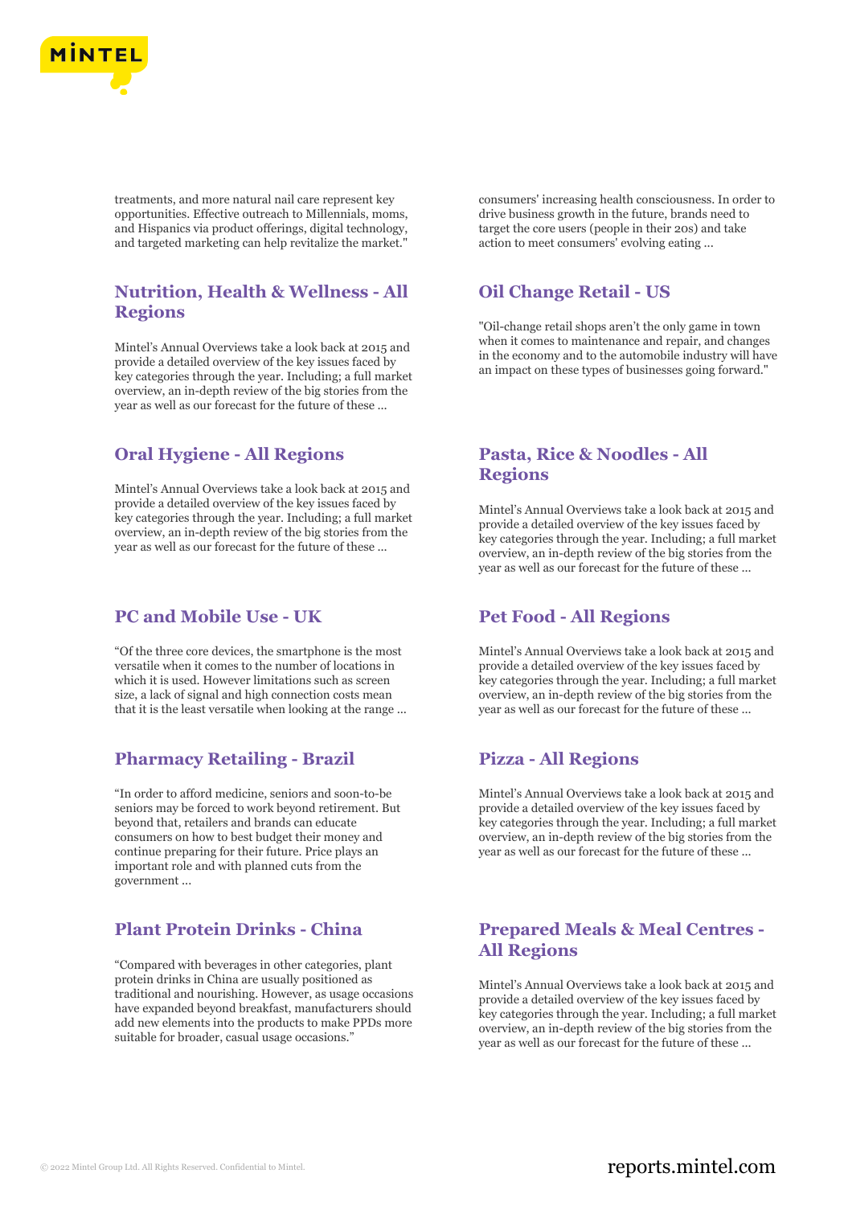treatments, and more natural nail care represent key opportunities. Effective outreach to Millennials, moms, and Hispanics via product offerings, digital technology, and targeted marketing can help revitalize the market."

consumers' increasing health consciousness. In order to drive business growth in the future, brands need to target the core users (people in their 20s) and take action to meet consumers' evolving eating ...

## Nutrition, Health & Wellness - All Regions

Mintel's Annual Overviews take a look back at 2015 and provide a detailed overview of the key issues faced by key categories through the year. Including; a full market overview, an in-depth review of the big stories from the year as well as our forecast for the future of these ...

## Oil Change Retail - US

"Oil-change retail shops aren't the only game in town when it comes to maintenance and repair, and changes in the economy and to the automobile industry will have an impact on these types of businesses going forward."

## Oral Hygiene - All Regions

Mintel's Annual Overviews take a look back at 2015 and provide a detailed overview of the key issues faced by key categories through the year. Including; a full market overview, an in-depth review of the big stories from the year as well as our forecast for the future of these ...

## Pasta, Rice & Noodles - All Regions

Mintel's Annual Overviews take a look back at 2015 and provide a detailed overview of the key issues faced by key categories through the year. Including; a full market overview, an in-depth review of the big stories from the year as well as our forecast for the future of these ...

## PC and Mobile Use - UK

"Of the three core devices, the smartphone is the most versatile when it comes to the number of locations in which it is used. However limitations such as screen size, a lack of signal and high connection costs mean that it is the least versatile when looking at the range ...

## Pet Food - All Regions

Mintel's Annual Overviews take a look back at 2015 and provide a detailed overview of the key issues faced by key categories through the year. Including; a full market overview, an in-depth review of the big stories from the year as well as our forecast for the future of these ...

## Pharmacy Retailing - Brazil

"In order to afford medicine, seniors and soon-to-be seniors may be forced to work beyond retirement. But beyond that, retailers and brands can educate consumers on how to best budget their money and continue preparing for their future. Price plays an important role and with planned cuts from the government ...

## Pizza - All Regions

Mintel's Annual Overviews take a look back at 2015 and provide a detailed overview of the key issues faced by key categories through the year. Including; a full market overview, an in-depth review of the big stories from the year as well as our forecast for the future of these ...

## Plant Protein Drinks - China

"Compared with beverages in other categories, plant protein drinks in China are usually positioned as traditional and nourishing. However, as usage occasions have expanded beyond breakfast, manufacturers should add new elements into the products to make PPDs more suitable for broader, casual usage occasions."

## Prepared Meals & Meal Centres - All Regions

Mintel's Annual Overviews take a look back at 2015 and provide a detailed overview of the key issues faced by key categories through the year. Including; a full market overview, an in-depth review of the big stories from the year as well as our forecast for the future of these ...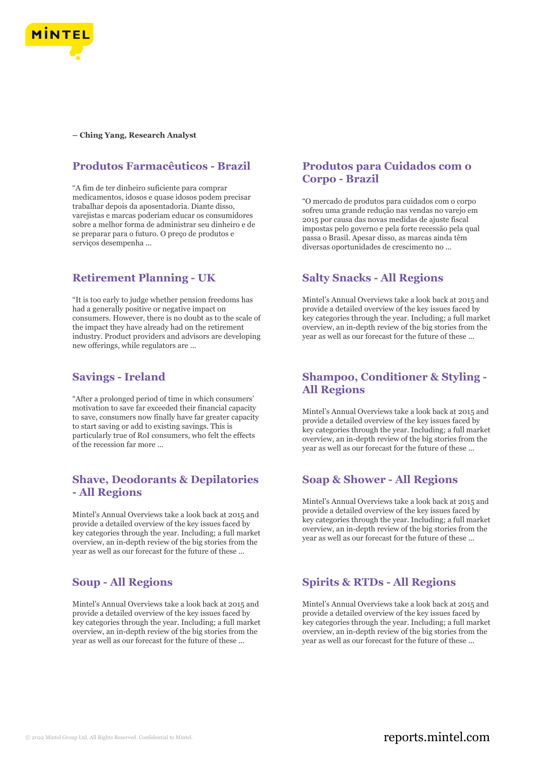**– Ching Yang, Research Analyst**

## Produtos Farmacêuticos - Brazil

"A fim de ter dinheiro suficiente para comprar medicamentos, idosos e quase idosos podem precisar trabalhar depois da aposentadoria. Diante disso, varejistas e marcas poderiam educar os consumidores sobre a melhor forma de administrar seu dinheiro e de se preparar para o futuro. O preço de produtos e serviços desempenha ...

## Retirement Planning - UK

"It is too early to judge whether pension freedoms has had a generally positive or negative impact on consumers. However, there is no doubt as to the scale of the impact they have already had on the retirement industry. Product providers and advisors are developing new offerings, while regulators are ...

## Savings - Ireland

"After a prolonged period of time in which consumers' motivation to save far exceeded their financial capacity to save, consumers now finally have far greater capacity to start saving or add to existing savings. This is particularly true of RoI consumers, who felt the effects of the recession far more ...

## Shave, Deodorants & Depilatories - All Regions

Mintel's Annual Overviews take a look back at 2015 and provide a detailed overview of the key issues faced by key categories through the year. Including; a full market overview, an in-depth review of the big stories from the year as well as our forecast for the future of these ...

## Soup - All Regions

Mintel's Annual Overviews take a look back at 2015 and provide a detailed overview of the key issues faced by key categories through the year. Including; a full market overview, an in-depth review of the big stories from the year as well as our forecast for the future of these ...

## Produtos para Cuidados com o Corpo - Brazil

"O mercado de produtos para cuidados com o corpo sofreu uma grande redução nas vendas no varejo em 2015 por causa das novas medidas de ajuste fiscal impostas pelo governo e pela forte recessão pela qual passa o Brasil. Apesar disso, as marcas ainda têm diversas oportunidades de crescimento no ...

## Salty Snacks - All Regions

Mintel's Annual Overviews take a look back at 2015 and provide a detailed overview of the key issues faced by key categories through the year. Including; a full market overview, an in-depth review of the big stories from the year as well as our forecast for the future of these ...

## Shampoo, Conditioner & Styling - All Regions

Mintel's Annual Overviews take a look back at 2015 and provide a detailed overview of the key issues faced by key categories through the year. Including; a full market overview, an in-depth review of the big stories from the year as well as our forecast for the future of these ...

## Soap & Shower - All Regions

Mintel's Annual Overviews take a look back at 2015 and provide a detailed overview of the key issues faced by key categories through the year. Including; a full market overview, an in-depth review of the big stories from the year as well as our forecast for the future of these ...

## Spirits & RTDs - All Regions

Mintel's Annual Overviews take a look back at 2015 and provide a detailed overview of the key issues faced by key categories through the year. Including; a full market overview, an in-depth review of the big stories from the year as well as our forecast for the future of these ...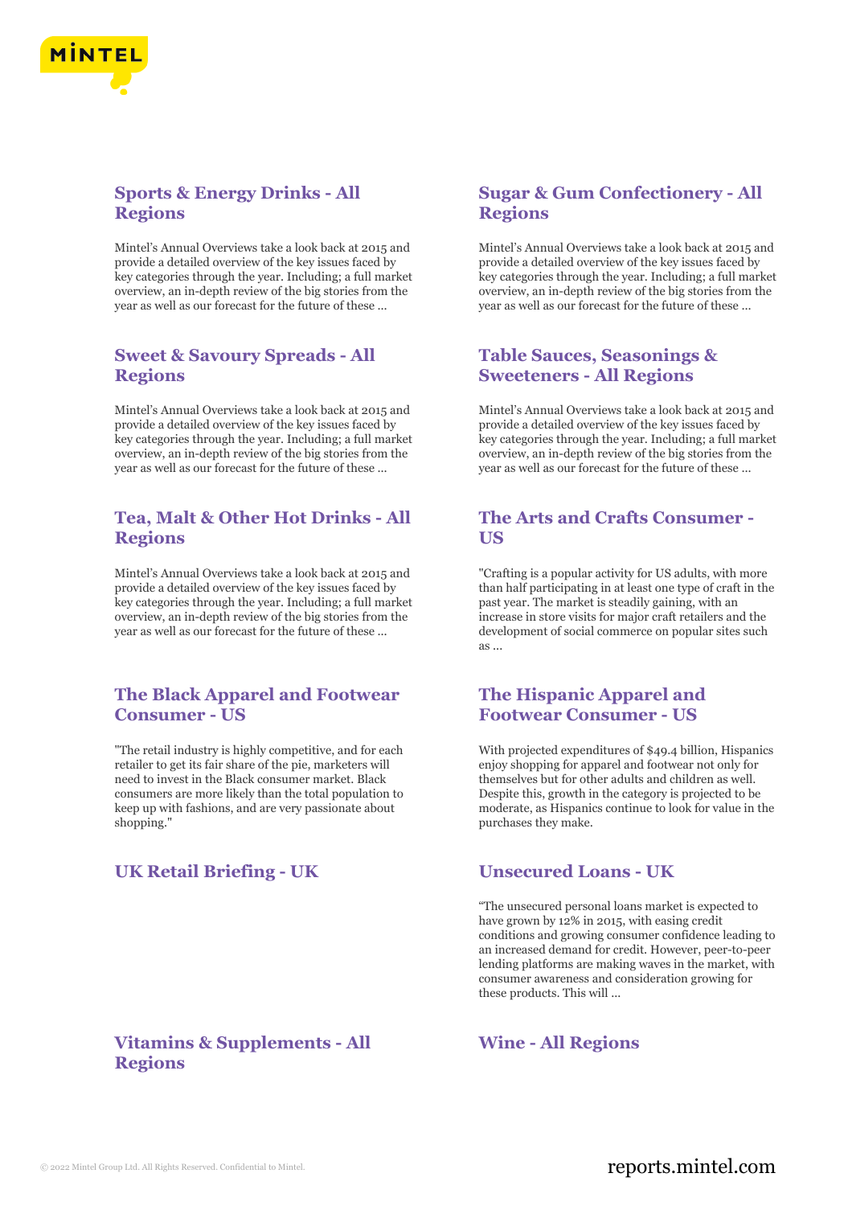## Sports & Energy Drinks - All Regions

Mintel's Annual Overviews take a look back at 2015 and provide a detailed overview of the key issues faced by key categories through the year. Including; a full market overview, an in-depth review of the big stories from the year as well as our forecast for the future of these ...

## Sugar & Gum Confectionery - All Regions

Mintel's Annual Overviews take a look back at 2015 and provide a detailed overview of the key issues faced by key categories through the year. Including; a full market overview, an in-depth review of the big stories from the year as well as our forecast for the future of these ...

## Sweet & Savoury Spreads - All Regions

Mintel's Annual Overviews take a look back at 2015 and provide a detailed overview of the key issues faced by key categories through the year. Including; a full market overview, an in-depth review of the big stories from the year as well as our forecast for the future of these ...

## Table Sauces, Seasonings & Sweeteners - All Regions

Mintel's Annual Overviews take a look back at 2015 and provide a detailed overview of the key issues faced by key categories through the year. Including; a full market overview, an in-depth review of the big stories from the year as well as our forecast for the future of these ...

## Tea, Malt & Other Hot Drinks - All Regions

Mintel's Annual Overviews take a look back at 2015 and provide a detailed overview of the key issues faced by key categories through the year. Including; a full market overview, an in-depth review of the big stories from the year as well as our forecast for the future of these ...

## The Arts and Crafts Consumer - US

"Crafting is a popular activity for US adults, with more than half participating in at least one type of craft in the past year. The market is steadily gaining, with an increase in store visits for major craft retailers and the development of social commerce on popular sites such as ...

## The Black Apparel and Footwear Consumer - US

"The retail industry is highly competitive, and for each retailer to get its fair share of the pie, marketers will need to invest in the Black consumer market. Black consumers are more likely than the total population to keep up with fashions, and are very passionate about shopping."

## The Hispanic Apparel and Footwear Consumer - US

With projected expenditures of $49.4 billion, Hispanics enjoy shopping for apparel and footwear not only for themselves but for other adults and children as well. Despite this, growth in the category is projected to be moderate, as Hispanics continue to look for value in the purchases they make.

## UK Retail Briefing - UK

## Unsecured Loans - UK

"The unsecured personal loans market is expected to have grown by 12% in 2015, with easing credit conditions and growing consumer confidence leading to an increased demand for credit. However, peer-to-peer lending platforms are making waves in the market, with consumer awareness and consideration growing for these products. This will ...

## Vitamins & Supplements - All Regions

## Wine - All Regions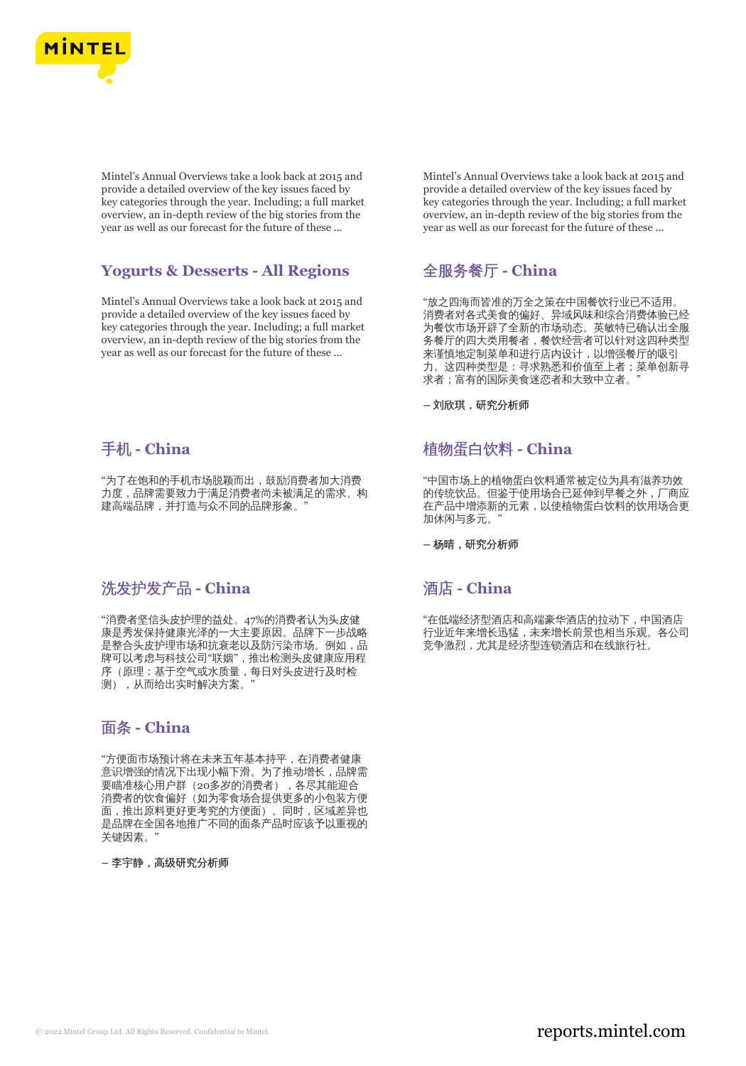Mintel's Annual Overviews take a look back at 2015 and provide a detailed overview of the key issues faced by key categories through the year. Including; a full market overview, an in-depth review of the big stories from the year as well as our forecast for the future of these ...

Mintel's Annual Overviews take a look back at 2015 and provide a detailed overview of the key issues faced by key categories through the year. Including; a full market overview, an in-depth review of the big stories from the year as well as our forecast for the future of these ...

## Yogurts & Desserts - All Regions

Mintel's Annual Overviews take a look back at 2015 and provide a detailed overview of the key issues faced by key categories through the year. Including; a full market overview, an in-depth review of the big stories from the year as well as our forecast for the future of these ...

## 全服务餐厅 - China

"放之四海而皆准的万全之策在中国餐饮行业已不适用。消费者对各式美食的偏好、异域风味和综合消费体验已经为餐饮市场开辟了全新的市场动态。英敏特已确认出全服务餐厅的四大类用餐者，餐饮经营者可以针对这四种类型来谨慎地定制菜单和进行店内设计，以增强餐厅的吸引力。这四种类型是：寻求熟悉和价值至上者；菜单创新寻求者；富有的国际美食迷恋者和大致中立者。"

– 刘欣琪，研究分析师

## 手机 - China

"为了在饱和的手机市场脱颖而出，鼓励消费者加大消费力度，品牌需要致力于满足消费者尚未被满足的需求、构建高端品牌，并打造与众不同的品牌形象。"

## 植物蛋白饮料 - China

"中国市场上的植物蛋白饮料通常被定位为具有滋养功效的传统饮品。但鉴于使用场合已延伸到早餐之外，厂商应在产品中增添新的元素，以使植物蛋白饮料的饮用场合更加休闲与多元。"

– 杨晴，研究分析师

## 洗发护发产品 - China

"消费者坚信头皮护理的益处。47%的消费者认为头皮健康是秀发保持健康光泽的一大主要原因。品牌下一步战略是整合头皮护理市场和抗衰老以及防污染市场。例如，品牌可以考虑与科技公司"联姻"，推出检测头皮健康应用程序（原理：基于空气或水质量，每日对头皮进行及时检测），从而给出实时解决方案。"

## 酒店 - China

"在低端经济型酒店和高端豪华酒店的拉动下，中国酒店行业近年来增长迅猛，未来增长前景也相当乐观。各公司竞争激烈，尤其是经济型连锁酒店和在线旅行社。

## 面条 - China

"方便面市场预计将在未来五年基本持平，在消费者健康意识增强的情况下出现小幅下滑。为了推动增长，品牌需要瞄准核心用户群（20多岁的消费者），各尽其能迎合消费者的饮食偏好（如为零食场合提供更多的小包装方便面，推出原料更好更考究的方便面）。同时，区域差异也是品牌在全国各地推广不同的面条产品时应该予以重视的关键因素。"

– 李宇静，高级研究分析师